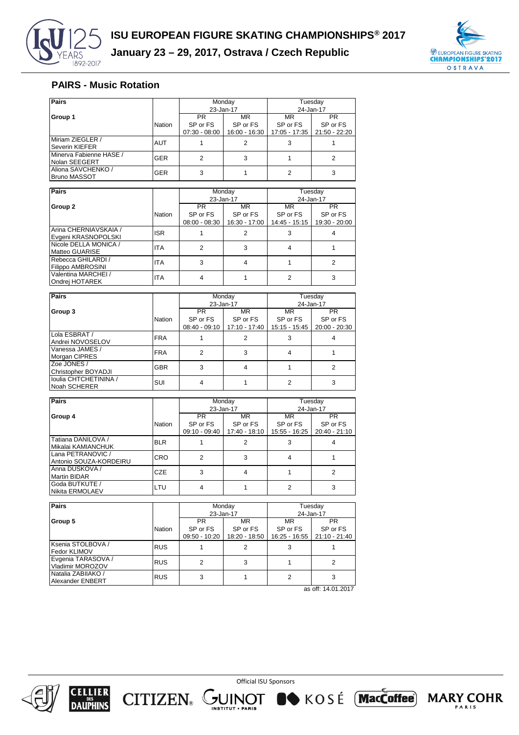## PAIRS - Music Rotation

| Pairs | | Monday | | Tuesday | |
|---|---|---|---|---|---|
| | | 23-Jan-17 | | 24-Jan-17 | |
| Group 1 | Nation | PR SP or FS 07:30 - 08:00 | MR SP or FS 16:00 - 16:30 | MR SP or FS 17:05 - 17:35 | PR SP or FS 21:50 - 22:20 |
| Miriam ZIEGLER / Severin KIEFER | AUT | 1 | 2 | 3 | 1 |
| Minerva Fabienne HASE / Nolan SEEGERT | GER | 2 | 3 | 1 | 2 |
| Aliona SAVCHENKO / Bruno MASSOT | GER | 3 | 1 | 2 | 3 |

| Pairs | | Monday | | Tuesday | |
|---|---|---|---|---|---|
| | | 23-Jan-17 | | 24-Jan-17 | |
| Group 2 | Nation | PR SP or FS 08:00 - 08:30 | MR SP or FS 16:30 - 17:00 | MR SP or FS 14:45 - 15:15 | PR SP or FS 19:30 - 20:00 |
| Arina CHERNIAVSKAIA / Evgeni KRASNOPOLSKI | ISR | 1 | 2 | 3 | 4 |
| Nicole DELLA MONICA / Matteo GUARISE | ITA | 2 | 3 | 4 | 1 |
| Rebecca GHILARDI / Filippo AMBROSINI | ITA | 3 | 4 | 1 | 2 |
| Valentina MARCHEI / Ondrej HOTAREK | ITA | 4 | 1 | 2 | 3 |

| Pairs | | Monday | | Tuesday | |
|---|---|---|---|---|---|
| | | 23-Jan-17 | | 24-Jan-17 | |
| Group 3 | Nation | PR SP or FS 08:40 - 09:10 | MR SP or FS 17:10 - 17:40 | MR SP or FS 15:15 - 15:45 | PR SP or FS 20:00 - 20:30 |
| Lola ESBRAT / Andrei NOVOSELOV | FRA | 1 | 2 | 3 | 4 |
| Vanessa JAMES / Morgan CIPRES | FRA | 2 | 3 | 4 | 1 |
| Zoe JONES / Christopher BOYADJI | GBR | 3 | 4 | 1 | 2 |
| Ioulia CHTCHETININA / Noah SCHERER | SUI | 4 | 1 | 2 | 3 |

| Pairs | | Monday | | Tuesday | |
|---|---|---|---|---|---|
| | | 23-Jan-17 | | 24-Jan-17 | |
| Group 4 | Nation | PR SP or FS 09:10 - 09:40 | MR SP or FS 17:40 - 18:10 | MR SP or FS 15:55 - 16:25 | PR SP or FS 20:40 - 21:10 |
| Tatiana DANILOVA / Mikalai KAMIANCHUK | BLR | 1 | 2 | 3 | 4 |
| Lana PETRANOVIC / Antonio SOUZA-KORDEIRU | CRO | 2 | 3 | 4 | 1 |
| Anna DUSKOVA / Martin BIDAR | CZE | 3 | 4 | 1 | 2 |
| Goda BUTKUTE / Nikita ERMOLAEV | LTU | 4 | 1 | 2 | 3 |

| Pairs | | Monday | | Tuesday | |
|---|---|---|---|---|---|
| | | 23-Jan-17 | | 24-Jan-17 | |
| Group 5 | Nation | PR SP or FS 09:50 - 10:20 | MR SP or FS 18:20 - 18:50 | MR SP or FS 16:25 - 16:55 | PR SP or FS 21:10 - 21:40 |
| Ksenia STOLBOVA / Fedor KLIMOV | RUS | 1 | 2 | 3 | 1 |
| Evgenia TARASOVA / Vladimir MOROZOV | RUS | 2 | 3 | 1 | 2 |
| Natalia ZABIIAKO / Alexander ENBERT | RUS | 3 | 1 | 2 | 3 |

as off: 14.01.2017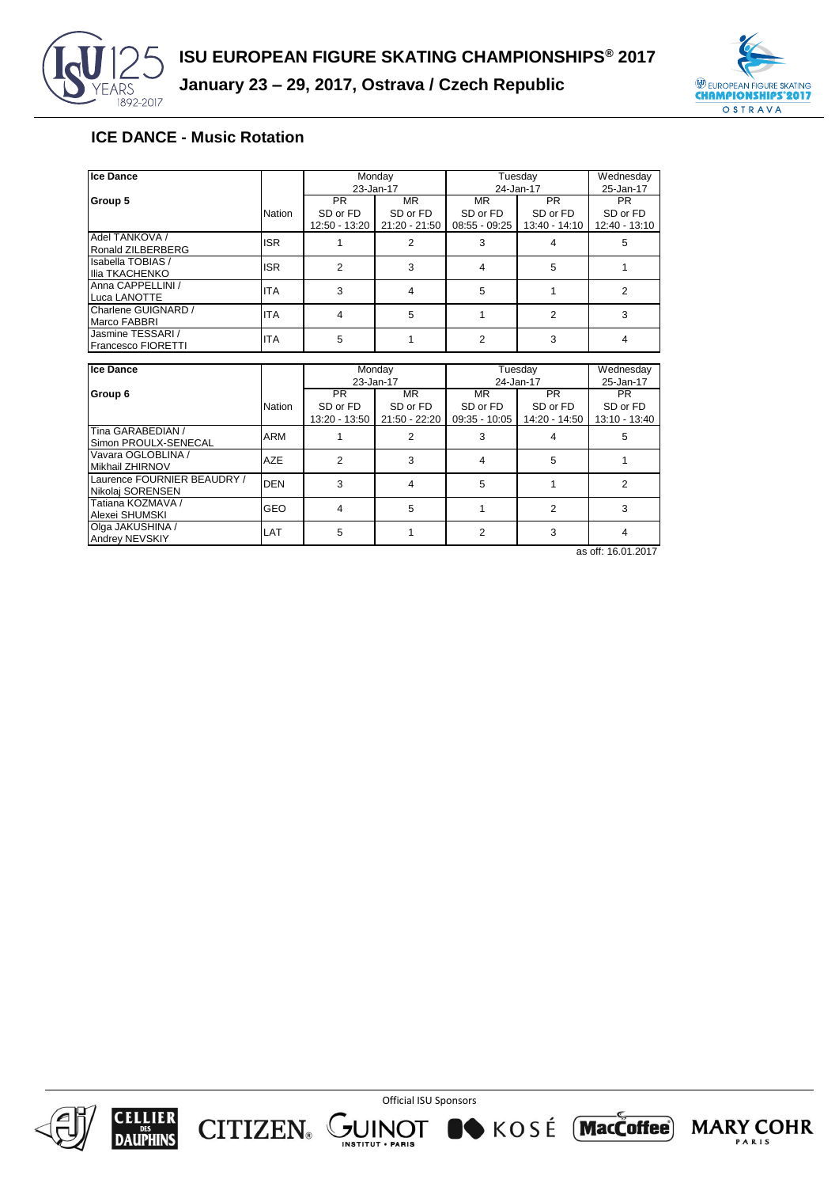## ICE DANCE - Music Rotation

| Ice Dance | | Monday | | Tuesday | | Wednesday |
|---|---|---|---|---|---|---|
| | | 23-Jan-17 | | 24-Jan-17 | | 25-Jan-17 |
| **Group 5** | | PR | MR | MR | PR | PR |
| | Nation | SD or FD | SD or FD | SD or FD | SD or FD | SD or FD |
| | | 12:50 - 13:20 | 21:20 - 21:50 | 08:55 - 09:25 | 13:40 - 14:10 | 12:40 - 13:10 |
| Adel TANKOVA / Ronald ZILBERBERG | ISR | 1 | 2 | 3 | 4 | 5 |
| Isabella TOBIAS / Ilia TKACHENKO | ISR | 2 | 3 | 4 | 5 | 1 |
| Anna CAPPELLINI / Luca LANOTTE | ITA | 3 | 4 | 5 | 1 | 2 |
| Charlene GUIGNARD / Marco FABBRI | ITA | 4 | 5 | 1 | 2 | 3 |
| Jasmine TESSARI / Francesco FIORETTI | ITA | 5 | 1 | 2 | 3 | 4 |

| Ice Dance | | Monday | | Tuesday | | Wednesday |
|---|---|---|---|---|---|---|
| | | 23-Jan-17 | | 24-Jan-17 | | 25-Jan-17 |
| **Group 6** | | PR | MR | MR | PR | PR |
| | Nation | SD or FD | SD or FD | SD or FD | SD or FD | SD or FD |
| | | 13:20 - 13:50 | 21:50 - 22:20 | 09:35 - 10:05 | 14:20 - 14:50 | 13:10 - 13:40 |
| Tina GARABEDIAN / Simon PROULX-SENECAL | ARM | 1 | 2 | 3 | 4 | 5 |
| Vavara OGLOBLINA / Mikhail ZHIRNOV | AZE | 2 | 3 | 4 | 5 | 1 |
| Laurence FOURNIER BEAUDRY / Nikolaj SORENSEN | DEN | 3 | 4 | 5 | 1 | 2 |
| Tatiana KOZMAVA / Alexei SHUMSKI | GEO | 4 | 5 | 1 | 2 | 3 |
| Olga JAKUSHINA / Andrey NEVSKIY | LAT | 5 | 1 | 2 | 3 | 4 |

as off: 16.01.2017